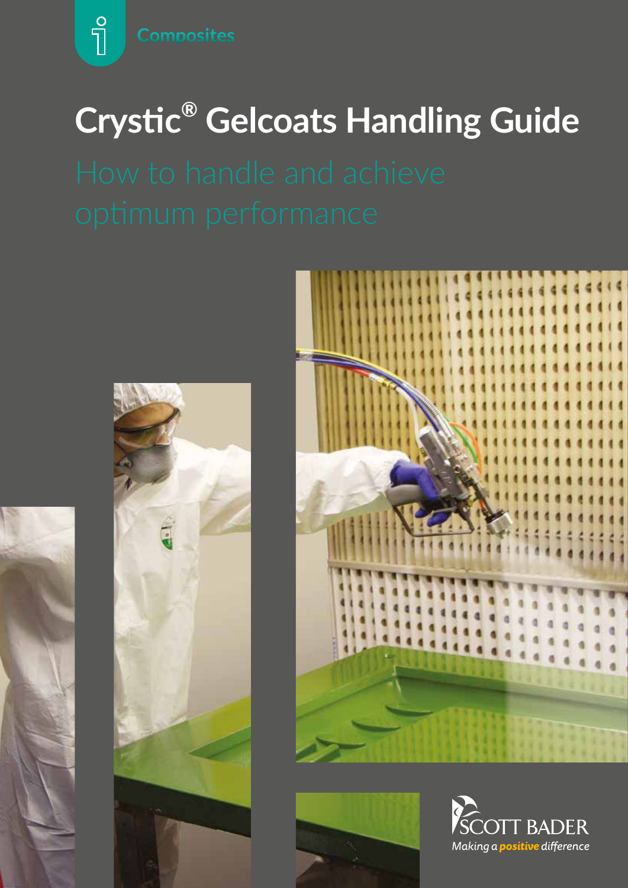Composites

# Crystic® Gelcoats Handling Guide

## How to handle and achieve optimum performance

SCOTT BADER

*Making a positive difference*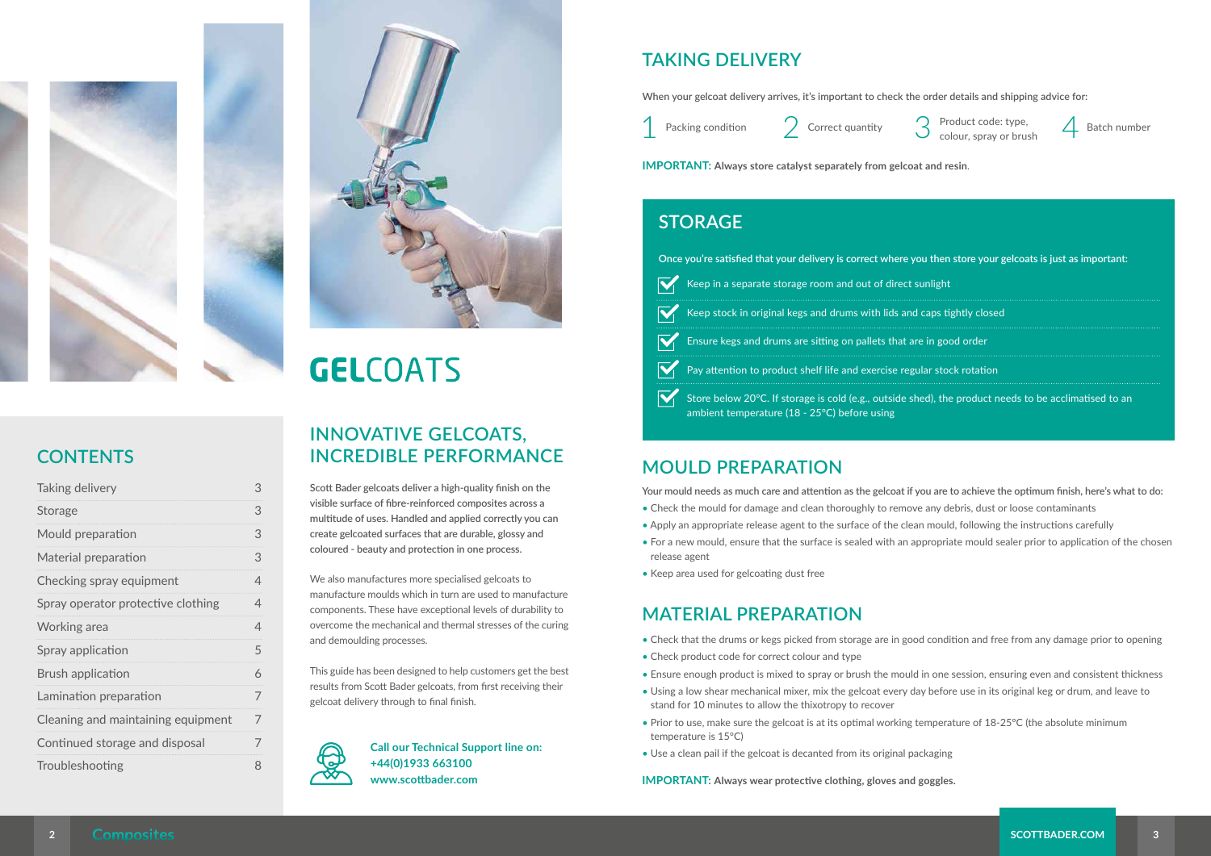## CONTENTS

| | |
|---|---|
| Taking delivery | 3 |
| Storage | 3 |
| Mould preparation | 3 |
| Material preparation | 3 |
| Checking spray equipment | 4 |
| Spray operator protective clothing | 4 |
| Working area | 4 |
| Spray application | 5 |
| Brush application | 6 |
| Lamination preparation | 7 |
| Cleaning and maintaining equipment | 7 |
| Continued storage and disposal | 7 |
| Troubleshooting | 8 |

# GELCOATS

## INNOVATIVE GELCOATS, INCREDIBLE PERFORMANCE

**Scott Bader gelcoats deliver a high-quality finish on the visible surface of fibre-reinforced composites across a multitude of uses. Handled and applied correctly you can create gelcoated surfaces that are durable, glossy and coloured - beauty and protection in one process.**

We also manufactures more specialised gelcoats to manufacture moulds which in turn are used to manufacture components. These have exceptional levels of durability to overcome the mechanical and thermal stresses of the curing and demoulding processes.

This guide has been designed to help customers get the best results from Scott Bader gelcoats, from first receiving their gelcoat delivery through to final finish.

**Call our Technical Support line on:**
**+44(0)1933 663100**
**www.scottbader.com**

## TAKING DELIVERY

When your gelcoat delivery arrives, it's important to check the order details and shipping advice for:

1. Packing condition
2. Correct quantity
3. Product code: type, colour, spray or brush
4. Batch number

**IMPORTANT: Always store catalyst separately from gelcoat and resin**.

## STORAGE

Once you're satisfied that your delivery is correct where you then store your gelcoats is just as important:

- Keep in a separate storage room and out of direct sunlight
- Keep stock in original kegs and drums with lids and caps tightly closed
- Ensure kegs and drums are sitting on pallets that are in good order
- Pay attention to product shelf life and exercise regular stock rotation
- Store below 20°C. If storage is cold (e.g., outside shed), the product needs to be acclimatised to an ambient temperature (18 - 25°C) before using

## MOULD PREPARATION

Your mould needs as much care and attention as the gelcoat if you are to achieve the optimum finish, here's what to do:

- Check the mould for damage and clean thoroughly to remove any debris, dust or loose contaminants
- Apply an appropriate release agent to the surface of the clean mould, following the instructions carefully
- For a new mould, ensure that the surface is sealed with an appropriate mould sealer prior to application of the chosen release agent
- Keep area used for gelcoating dust free

## MATERIAL PREPARATION

- Check that the drums or kegs picked from storage are in good condition and free from any damage prior to opening
- Check product code for correct colour and type
- Ensure enough product is mixed to spray or brush the mould in one session, ensuring even and consistent thickness
- Using a low shear mechanical mixer, mix the gelcoat every day before use in its original keg or drum, and leave to stand for 10 minutes to allow the thixotropy to recover
- Prior to use, make sure the gelcoat is at its optimal working temperature of 18-25°C (the absolute minimum temperature is 15°C)
- Use a clean pail if the gelcoat is decanted from its original packaging

**IMPORTANT: Always wear protective clothing, gloves and goggles.**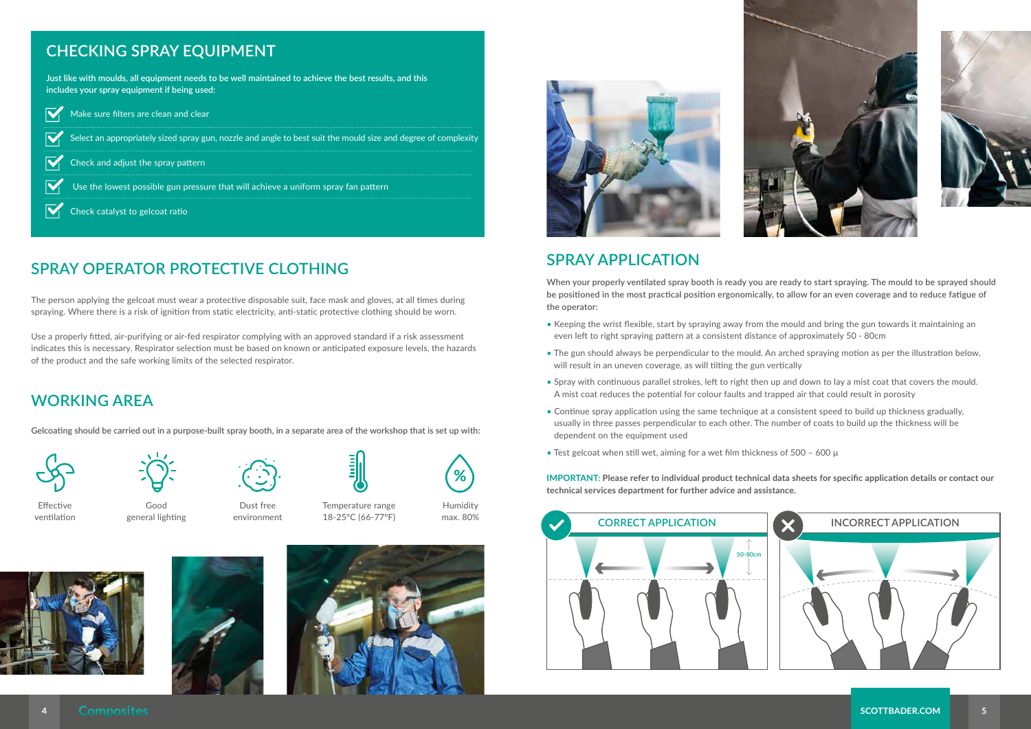## CHECKING SPRAY EQUIPMENT

**Just like with moulds, all equipment needs to be well maintained to achieve the best results, and this includes your spray equipment if being used:**

- Make sure filters are clean and clear
- Select an appropriately sized spray gun, nozzle and angle to best suit the mould size and degree of complexity
- Check and adjust the spray pattern
- Use the lowest possible gun pressure that will achieve a uniform spray fan pattern
- Check catalyst to gelcoat ratio

## SPRAY OPERATOR PROTECTIVE CLOTHING

The person applying the gelcoat must wear a protective disposable suit, face mask and gloves, at all times during spraying. Where there is a risk of ignition from static electricity, anti-static protective clothing should be worn.

Use a properly fitted, air-purifying or air-fed respirator complying with an approved standard if a risk assessment indicates this is necessary. Respirator selection must be based on known or anticipated exposure levels, the hazards of the product and the safe working limits of the selected respirator.

## WORKING AREA

Gelcoating should be carried out in a purpose-built spray booth, in a separate area of the workshop that is set up with:

- Effective ventilation
- Good general lighting
- Dust free environment
- Temperature range 18-25°C (66-77°F)
- Humidity max. 80%

## SPRAY APPLICATION

**When your properly ventilated spray booth is ready you are ready to start spraying. The mould to be sprayed should be positioned in the most practical position ergonomically, to allow for an even coverage and to reduce fatigue of the operator:**

- Keeping the wrist flexible, start by spraying away from the mould and bring the gun towards it maintaining an even left to right spraying pattern at a consistent distance of approximately 50 - 80cm
- The gun should always be perpendicular to the mould. An arched spraying motion as per the illustration below, will result in an uneven coverage, as will tilting the gun vertically
- Spray with continuous parallel strokes, left to right then up and down to lay a mist coat that covers the mould. A mist coat reduces the potential for colour faults and trapped air that could result in porosity
- Continue spray application using the same technique at a consistent speed to build up thickness gradually, usually in three passes perpendicular to each other. The number of coats to build up the thickness will be dependent on the equipment used
- Test gelcoat when still wet, aiming for a wet film thickness of 500 – 600 µ

**IMPORTANT: Please refer to individual product technical data sheets for specific application details or contact our technical services department for further advice and assistance.**

CORRECT APPLICATION

50-80cm

INCORRECT APPLICATION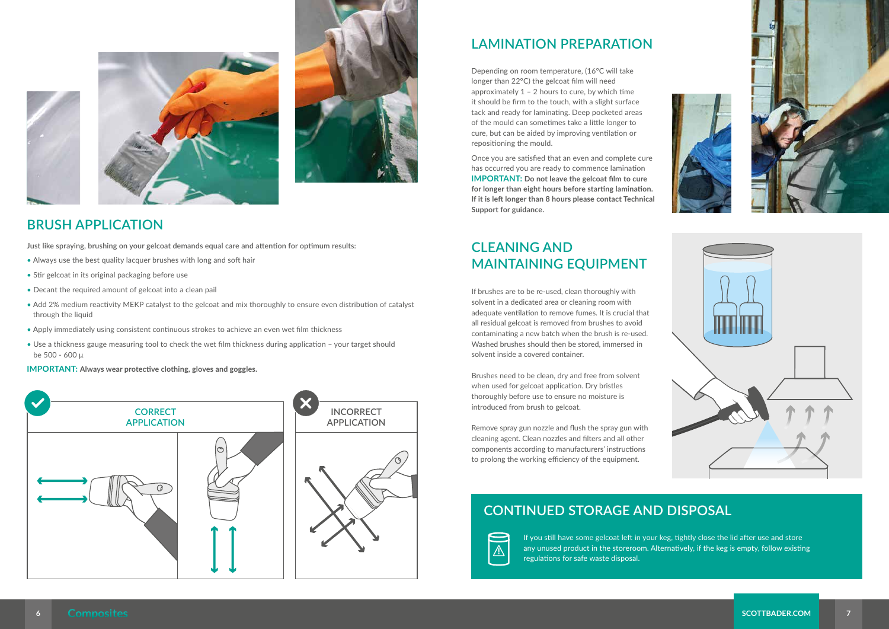## BRUSH APPLICATION

**Just like spraying, brushing on your gelcoat demands equal care and attention for optimum results:**

- Always use the best quality lacquer brushes with long and soft hair
- Stir gelcoat in its original packaging before use
- Decant the required amount of gelcoat into a clean pail
- Add 2% medium reactivity MEKP catalyst to the gelcoat and mix thoroughly to ensure even distribution of catalyst through the liquid
- Apply immediately using consistent continuous strokes to achieve an even wet film thickness
- Use a thickness gauge measuring tool to check the wet film thickness during application – your target should be 500 - 600 µ

**IMPORTANT: Always wear protective clothing, gloves and goggles.**

CORRECT APPLICATION

INCORRECT APPLICATION

## LAMINATION PREPARATION

Depending on room temperature, (16°C will take longer than 22°C) the gelcoat film will need approximately 1 – 2 hours to cure, by which time it should be firm to the touch, with a slight surface tack and ready for laminating. Deep pocketed areas of the mould can sometimes take a little longer to cure, but can be aided by improving ventilation or repositioning the mould.

Once you are satisfied that an even and complete cure has occurred you are ready to commence lamination **IMPORTANT: Do not leave the gelcoat film to cure for longer than eight hours before starting lamination. If it is left longer than 8 hours please contact Technical Support for guidance.**

## CLEANING AND MAINTAINING EQUIPMENT

If brushes are to be re-used, clean thoroughly with solvent in a dedicated area or cleaning room with adequate ventilation to remove fumes. It is crucial that all residual gelcoat is removed from brushes to avoid contaminating a new batch when the brush is re-used. Washed brushes should then be stored, immersed in solvent inside a covered container.

Brushes need to be clean, dry and free from solvent when used for gelcoat application. Dry bristles thoroughly before use to ensure no moisture is introduced from brush to gelcoat.

Remove spray gun nozzle and flush the spray gun with cleaning agent. Clean nozzles and filters and all other components according to manufacturers' instructions to prolong the working efficiency of the equipment.

## CONTINUED STORAGE AND DISPOSAL

If you still have some gelcoat left in your keg, tightly close the lid after use and store any unused product in the storeroom. Alternatively, if the keg is empty, follow existing regulations for safe waste disposal.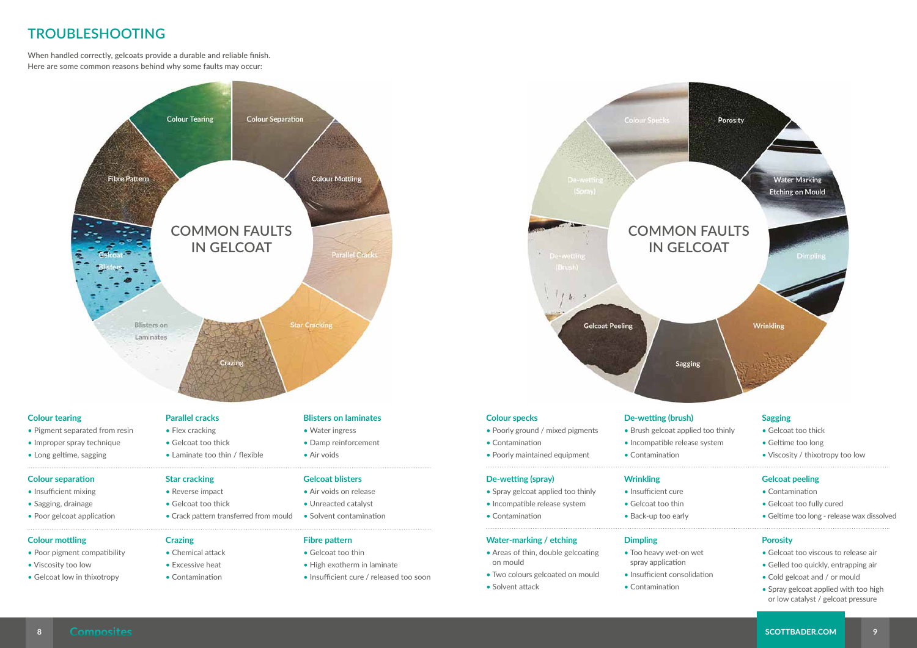# TROUBLESHOOTING

When handled correctly, gelcoats provide a durable and reliable finish.
Here are some common reasons behind why some faults may occur:

COMMON FAULTS IN GELCOAT

Colour Tearing, Colour Separation, Colour Mottling, Parallel Cracks, Star Cracking, Crazing, Blisters on Laminates, Gelcoat Blisters, Fibre Pattern

COMMON FAULTS IN GELCOAT

Colour Specks, Porosity, Water Marking Etching on Mould, Dimpling, Wrinkling, Sagging, Gelcoat Peeling, De-wetting (Brush), De-wetting (Spray)

### Colour tearing
- Pigment separated from resin
- Improper spray technique
- Long geltime, sagging

### Parallel cracks
- Flex cracking
- Gelcoat too thick
- Laminate too thin / flexible

### Blisters on laminates
- Water ingress
- Damp reinforcement
- Air voids

### Colour separation
- Insufficient mixing
- Sagging, drainage
- Poor gelcoat application

### Star cracking
- Reverse impact
- Gelcoat too thick
- Crack pattern transferred from mould

### Gelcoat blisters
- Air voids on release
- Unreacted catalyst
- Solvent contamination

### Colour mottling
- Poor pigment compatibility
- Viscosity too low
- Gelcoat low in thixotropy

### Crazing
- Chemical attack
- Excessive heat
- Contamination

### Fibre pattern
- Gelcoat too thin
- High exotherm in laminate
- Insufficient cure / released too soon

### Colour specks
- Poorly ground / mixed pigments
- Contamination
- Poorly maintained equipment

### De-wetting (brush)
- Brush gelcoat applied too thinly
- Incompatible release system
- Contamination

### Sagging
- Gelcoat too thick
- Geltime too long
- Viscosity / thixotropy too low

### De-wetting (spray)
- Spray gelcoat applied too thinly
- Incompatible release system
- Contamination

### Wrinkling
- Insufficient cure
- Gelcoat too thin
- Back-up too early

### Gelcoat peeling
- Contamination
- Gelcoat too fully cured
- Geltime too long - release wax dissolved

### Water-marking / etching
- Areas of thin, double gelcoating on mould
- Two colours gelcoated on mould
- Solvent attack

### Dimpling
- Too heavy wet-on wet spray application
- Insufficient consolidation
- Contamination

### Porosity
- Gelcoat too viscous to release air
- Gelled too quickly, entrapping air
- Cold gelcoat and / or mould
- Spray gelcoat applied with too high or low catalyst / gelcoat pressure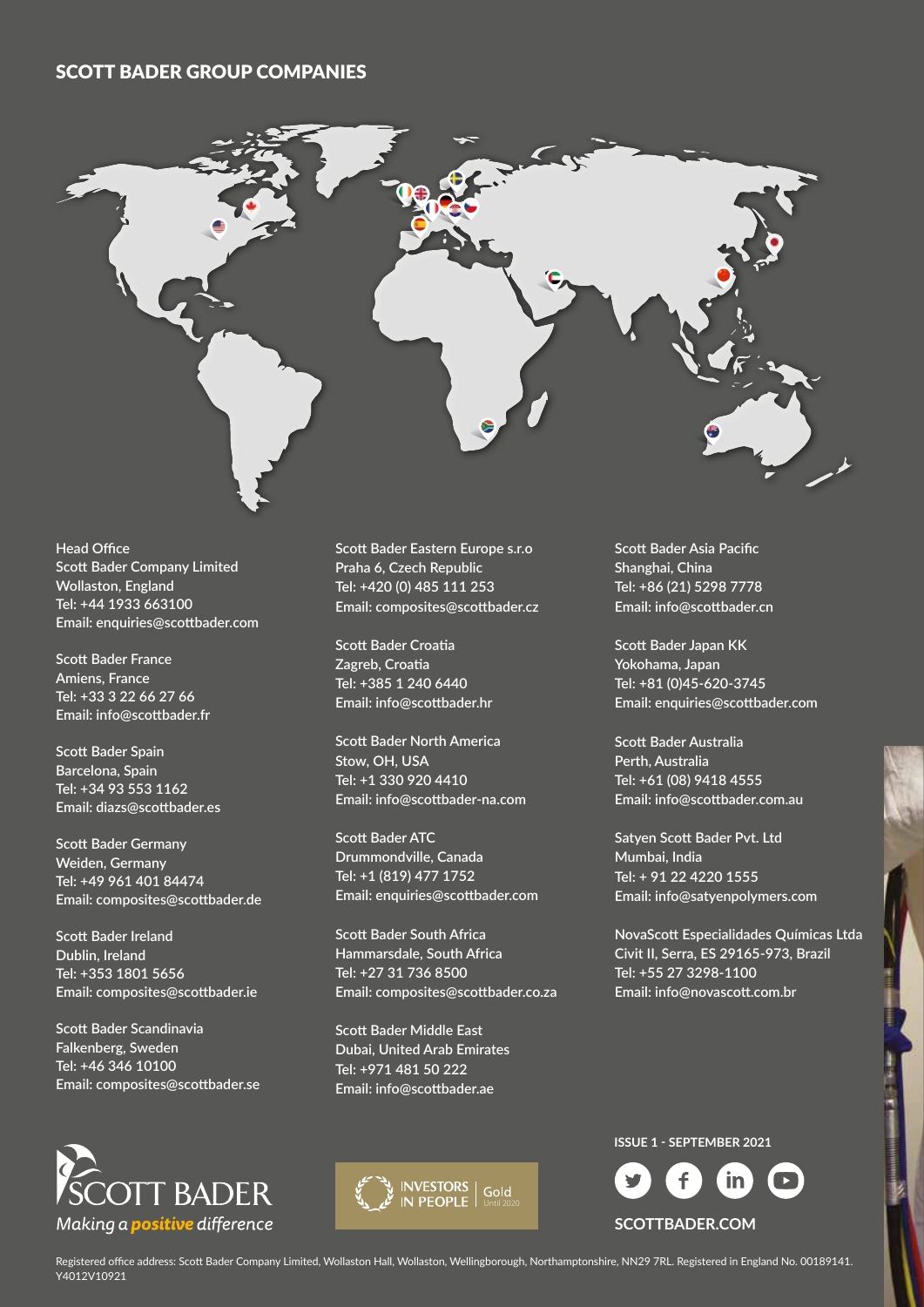## SCOTT BADER GROUP COMPANIES

Head Office
Scott Bader Company Limited
Wollaston, England
Tel: +44 1933 663100
Email: enquiries@scottbader.com

Scott Bader France
Amiens, France
Tel: +33 3 22 66 27 66
Email: info@scottbader.fr

Scott Bader Spain
Barcelona, Spain
Tel: +34 93 553 1162
Email: diazs@scottbader.es

Scott Bader Germany
Weiden, Germany
Tel: +49 961 401 84474
Email: composites@scottbader.de

Scott Bader Ireland
Dublin, Ireland
Tel: +353 1801 5656
Email: composites@scottbader.ie

Scott Bader Scandinavia
Falkenberg, Sweden
Tel: +46 346 10100
Email: composites@scottbader.se

Scott Bader Eastern Europe s.r.o
Praha 6, Czech Republic
Tel: +420 (0) 485 111 253
Email: composites@scottbader.cz

Scott Bader Croatia
Zagreb, Croatia
Tel: +385 1 240 6440
Email: info@scottbader.hr

Scott Bader North America
Stow, OH, USA
Tel: +1 330 920 4410
Email: info@scottbader-na.com

Scott Bader ATC
Drummondville, Canada
Tel: +1 (819) 477 1752
Email: enquiries@scottbader.com

Scott Bader South Africa
Hammarsdale, South Africa
Tel: +27 31 736 8500
Email: composites@scottbader.co.za

Scott Bader Middle East
Dubai, United Arab Emirates
Tel: +971 481 50 222
Email: info@scottbader.ae

Scott Bader Asia Pacific
Shanghai, China
Tel: +86 (21) 5298 7778
Email: info@scottbader.cn

Scott Bader Japan KK
Yokohama, Japan
Tel: +81 (0)45-620-3745
Email: enquiries@scottbader.com

Scott Bader Australia
Perth, Australia
Tel: +61 (08) 9418 4555
Email: info@scottbader.com.au

Satyen Scott Bader Pvt. Ltd
Mumbai, India
Tel: + 91 22 4220 1555
Email: info@satyenpolymers.com

NovaScott Especialidades Químicas Ltda
Civit II, Serra, ES 29165-973, Brazil
Tel: +55 27 3298-1100
Email: info@novascott.com.br

SCOTT BADER
*Making a **positive** difference*

INVESTORS IN PEOPLE | Gold Until 2020

**ISSUE 1 - SEPTEMBER 2021**

**SCOTTBADER.COM**

Registered office address: Scott Bader Company Limited, Wollaston Hall, Wollaston, Wellingborough, Northamptonshire, NN29 7RL. Registered in England No. 00189141.
Y4012V10921